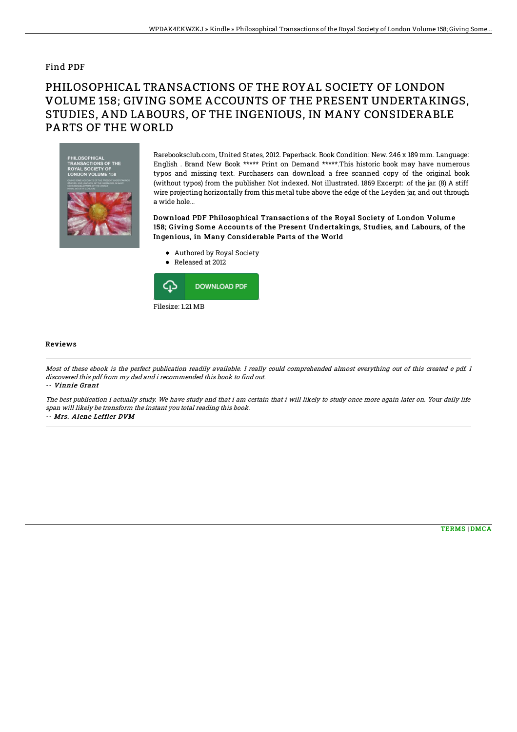Find PDF

# PHILOSOPHICAL TRANSACTIONS OF THE ROYAL SOCIETY OF LONDON VOLUME 158; GIVING SOME ACCOUNTS OF THE PRESENT UNDERTAKINGS, STUDIES, AND LABOURS, OF THE INGENIOUS, IN MANY CONSIDERABLE PARTS OF THE WORLD

Rarebooksclub.com, United States, 2012. Paperback. Book Condition: New. 246 x 189 mm. Language: English . Brand New Book ***** Print on Demand *****.This historic book may have numerous typos and missing text. Purchasers can download a free scanned copy of the original book (without typos) from the publisher. Not indexed. Not illustrated. 1869 Excerpt: .of the jar. (8) A stiff wire projecting horizontally from this metal tube above the edge of the Leyden jar, and out through a wide hole...

**Download PDF Philosophical Transactions of the Royal Society of London Volume 158; Giving Some Accounts of the Present Undertakings, Studies, and Labours, of the Ingenious, in Many Considerable Parts of the World**

- Authored by Royal Society
- Released at 2012

DOWNLOAD PDF

Filesize: 1.21 MB

## Reviews

*Most of these ebook is the perfect publication readily available. I really could comprehended almost everything out of this created e pdf. I discovered this pdf from my dad and i recommended this book to find out.*

*-- Vinnie Grant*

*The best publication i actually study. We have study and that i am certain that i will likely to study once more again later on. Your daily life span will likely be transform the instant you total reading this book.*

*-- Mrs. Alene Leffler DVM*

TERMS | DMCA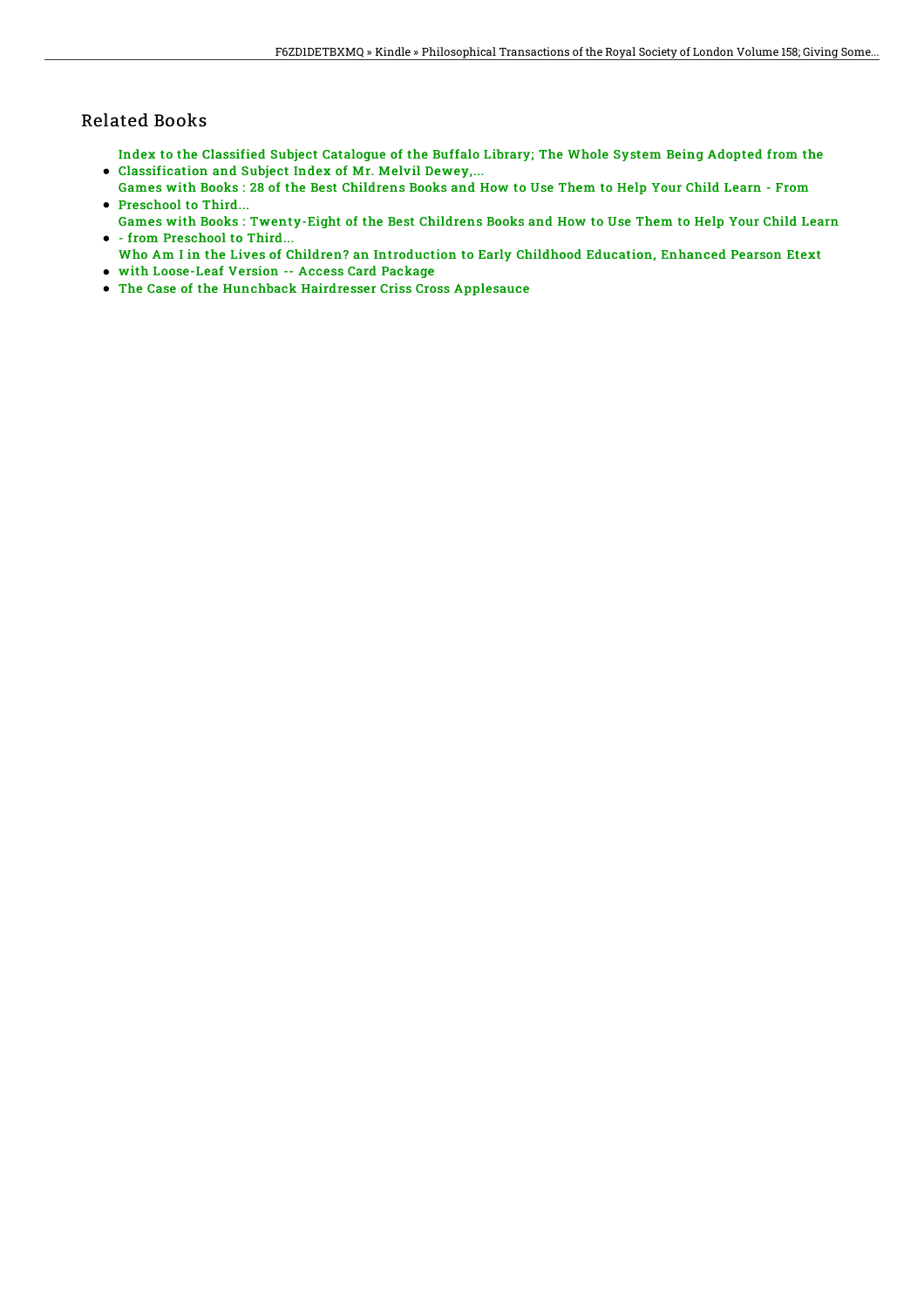## Related Books

- Index to the Classified Subject Catalogue of the Buffalo Library; The Whole System Being Adopted from the Classification and Subject Index of Mr. Melvil Dewey,...
- Games with Books : 28 of the Best Childrens Books and How to Use Them to Help Your Child Learn - From Preschool to Third...
- Games with Books : Twenty-Eight of the Best Childrens Books and How to Use Them to Help Your Child Learn - from Preschool to Third...
- Who Am I in the Lives of Children? an Introduction to Early Childhood Education, Enhanced Pearson Etext with Loose-Leaf Version -- Access Card Package
- The Case of the Hunchback Hairdresser Criss Cross Applesauce